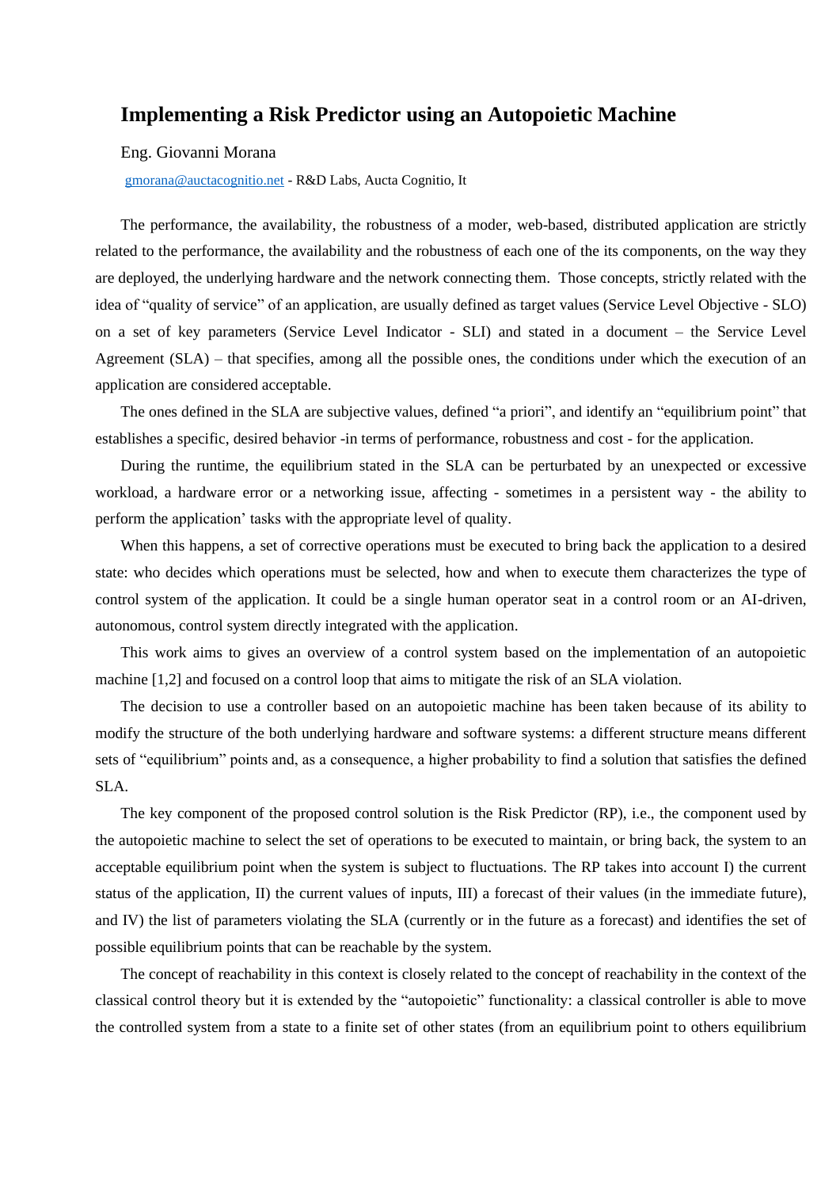# Implementing a Risk Predictor using an Autopoietic Machine

Eng. Giovanni Morana

gmorana@auctacognitio.net - R&D Labs, Aucta Cognitio, It

The performance, the availability, the robustness of a moder, web-based, distributed application are strictly related to the performance, the availability and the robustness of each one of the its components, on the way they are deployed, the underlying hardware and the network connecting them. Those concepts, strictly related with the idea of "quality of service" of an application, are usually defined as target values (Service Level Objective - SLO) on a set of key parameters (Service Level Indicator - SLI) and stated in a document – the Service Level Agreement (SLA) – that specifies, among all the possible ones, the conditions under which the execution of an application are considered acceptable.

The ones defined in the SLA are subjective values, defined "a priori", and identify an "equilibrium point" that establishes a specific, desired behavior -in terms of performance, robustness and cost - for the application.

During the runtime, the equilibrium stated in the SLA can be perturbated by an unexpected or excessive workload, a hardware error or a networking issue, affecting - sometimes in a persistent way - the ability to perform the application' tasks with the appropriate level of quality.

When this happens, a set of corrective operations must be executed to bring back the application to a desired state: who decides which operations must be selected, how and when to execute them characterizes the type of control system of the application. It could be a single human operator seat in a control room or an AI-driven, autonomous, control system directly integrated with the application.

This work aims to gives an overview of a control system based on the implementation of an autopoietic machine [1,2] and focused on a control loop that aims to mitigate the risk of an SLA violation.

The decision to use a controller based on an autopoietic machine has been taken because of its ability to modify the structure of the both underlying hardware and software systems: a different structure means different sets of "equilibrium" points and, as a consequence, a higher probability to find a solution that satisfies the defined SLA.

The key component of the proposed control solution is the Risk Predictor (RP), i.e., the component used by the autopoietic machine to select the set of operations to be executed to maintain, or bring back, the system to an acceptable equilibrium point when the system is subject to fluctuations. The RP takes into account I) the current status of the application, II) the current values of inputs, III) a forecast of their values (in the immediate future), and IV) the list of parameters violating the SLA (currently or in the future as a forecast) and identifies the set of possible equilibrium points that can be reachable by the system.

The concept of reachability in this context is closely related to the concept of reachability in the context of the classical control theory but it is extended by the "autopoietic" functionality: a classical controller is able to move the controlled system from a state to a finite set of other states (from an equilibrium point to others equilibrium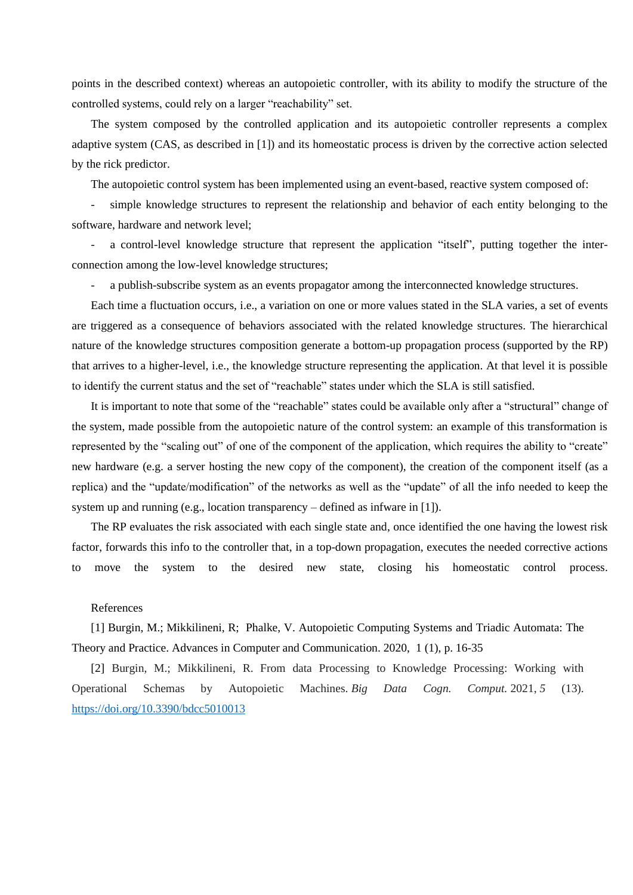points in the described context) whereas an autopoietic controller, with its ability to modify the structure of the controlled systems, could rely on a larger "reachability" set.

The system composed by the controlled application and its autopoietic controller represents a complex adaptive system (CAS, as described in [1]) and its homeostatic process is driven by the corrective action selected by the rick predictor.

The autopoietic control system has been implemented using an event-based, reactive system composed of:

- simple knowledge structures to represent the relationship and behavior of each entity belonging to the software, hardware and network level;
- a control-level knowledge structure that represent the application "itself", putting together the inter-connection among the low-level knowledge structures;
- a publish-subscribe system as an events propagator among the interconnected knowledge structures.

Each time a fluctuation occurs, i.e., a variation on one or more values stated in the SLA varies, a set of events are triggered as a consequence of behaviors associated with the related knowledge structures. The hierarchical nature of the knowledge structures composition generate a bottom-up propagation process (supported by the RP) that arrives to a higher-level, i.e., the knowledge structure representing the application. At that level it is possible to identify the current status and the set of "reachable" states under which the SLA is still satisfied.

It is important to note that some of the "reachable" states could be available only after a "structural" change of the system, made possible from the autopoietic nature of the control system: an example of this transformation is represented by the "scaling out" of one of the component of the application, which requires the ability to "create" new hardware (e.g. a server hosting the new copy of the component), the creation of the component itself (as a replica) and the "update/modification" of the networks as well as the "update" of all the info needed to keep the system up and running (e.g., location transparency – defined as infware in [1]).

The RP evaluates the risk associated with each single state and, once identified the one having the lowest risk factor, forwards this info to the controller that, in a top-down propagation, executes the needed corrective actions to move the system to the desired new state, closing his homeostatic control process.

References

[1] Burgin, M.; Mikkilineni, R; Phalke, V. Autopoietic Computing Systems and Triadic Automata: The Theory and Practice. Advances in Computer and Communication. 2020, 1 (1), p. 16-35

[2] Burgin, M.; Mikkilineni, R. From data Processing to Knowledge Processing: Working with Operational Schemas by Autopoietic Machines. *Big Data Cogn. Comput.* 2021, *5* (13). https://doi.org/10.3390/bdcc5010013